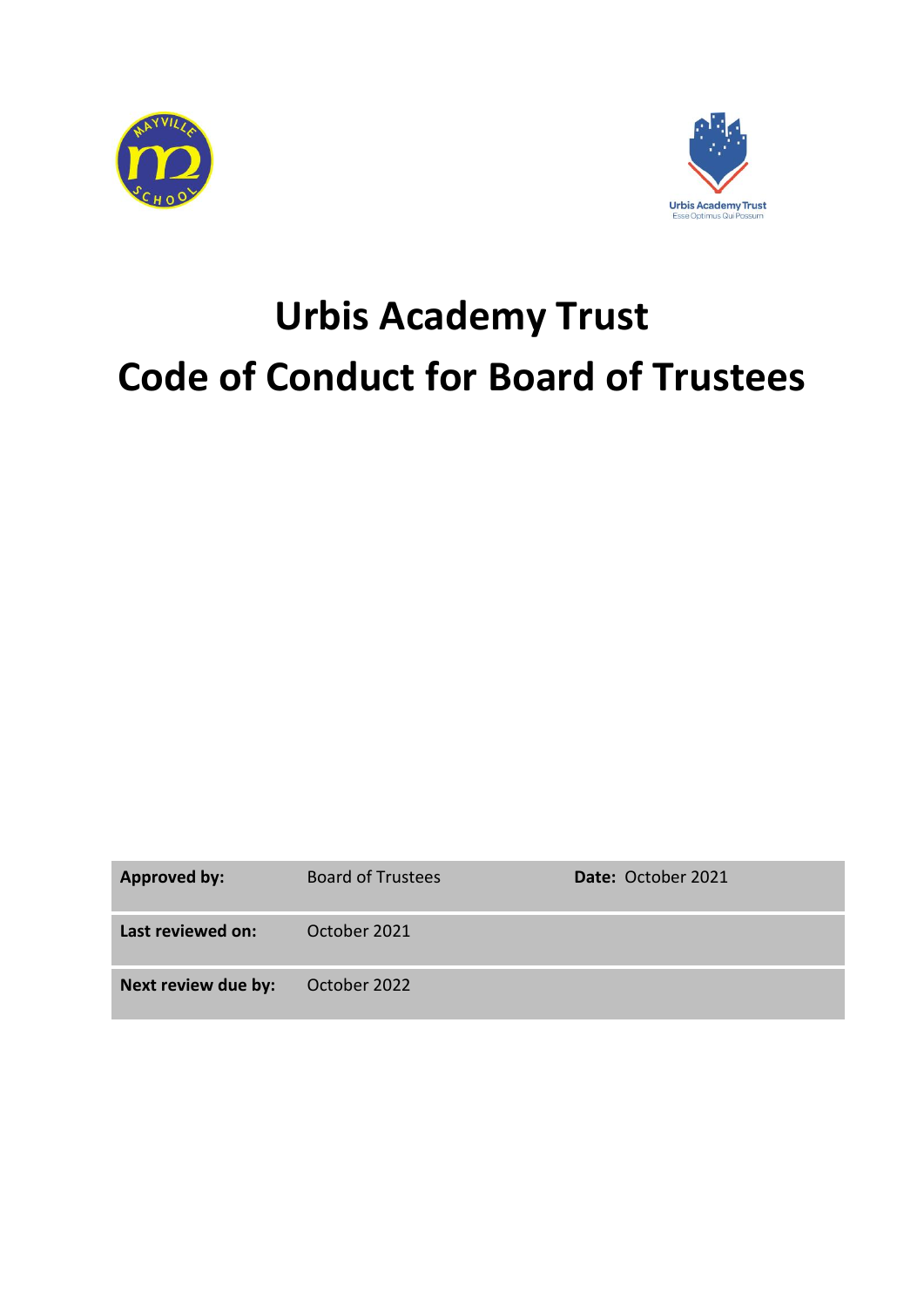# Urbis Academy Trust
# Code of Conduct for Board of Trustees

| Approved by: | Board of Trustees | Date: October 2021 |
| --- | --- | --- |
| Last reviewed on: | October 2021 | |
| Next review due by: | October 2022 | |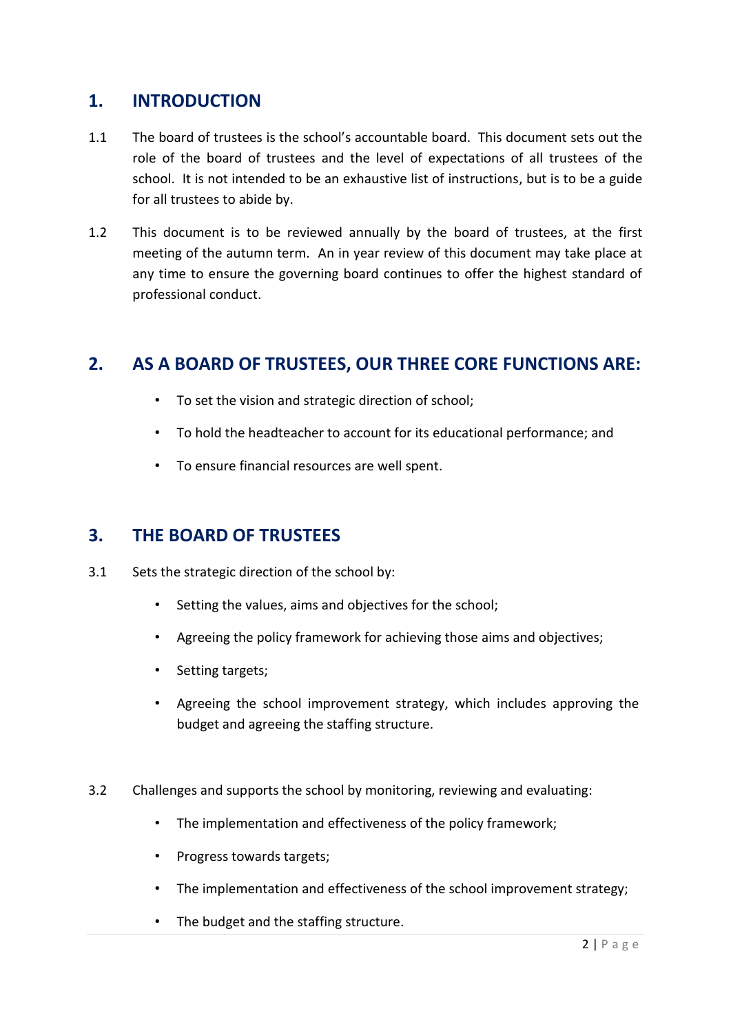## 1. INTRODUCTION

1.1 The board of trustees is the school's accountable board. This document sets out the role of the board of trustees and the level of expectations of all trustees of the school. It is not intended to be an exhaustive list of instructions, but is to be a guide for all trustees to abide by.

1.2 This document is to be reviewed annually by the board of trustees, at the first meeting of the autumn term. An in year review of this document may take place at any time to ensure the governing board continues to offer the highest standard of professional conduct.

## 2. AS A BOARD OF TRUSTEES, OUR THREE CORE FUNCTIONS ARE:

- To set the vision and strategic direction of school;
- To hold the headteacher to account for its educational performance; and
- To ensure financial resources are well spent.

## 3. THE BOARD OF TRUSTEES

3.1 Sets the strategic direction of the school by:

- Setting the values, aims and objectives for the school;
- Agreeing the policy framework for achieving those aims and objectives;
- Setting targets;
- Agreeing the school improvement strategy, which includes approving the budget and agreeing the staffing structure.

3.2 Challenges and supports the school by monitoring, reviewing and evaluating:

- The implementation and effectiveness of the policy framework;
- Progress towards targets;
- The implementation and effectiveness of the school improvement strategy;
- The budget and the staffing structure.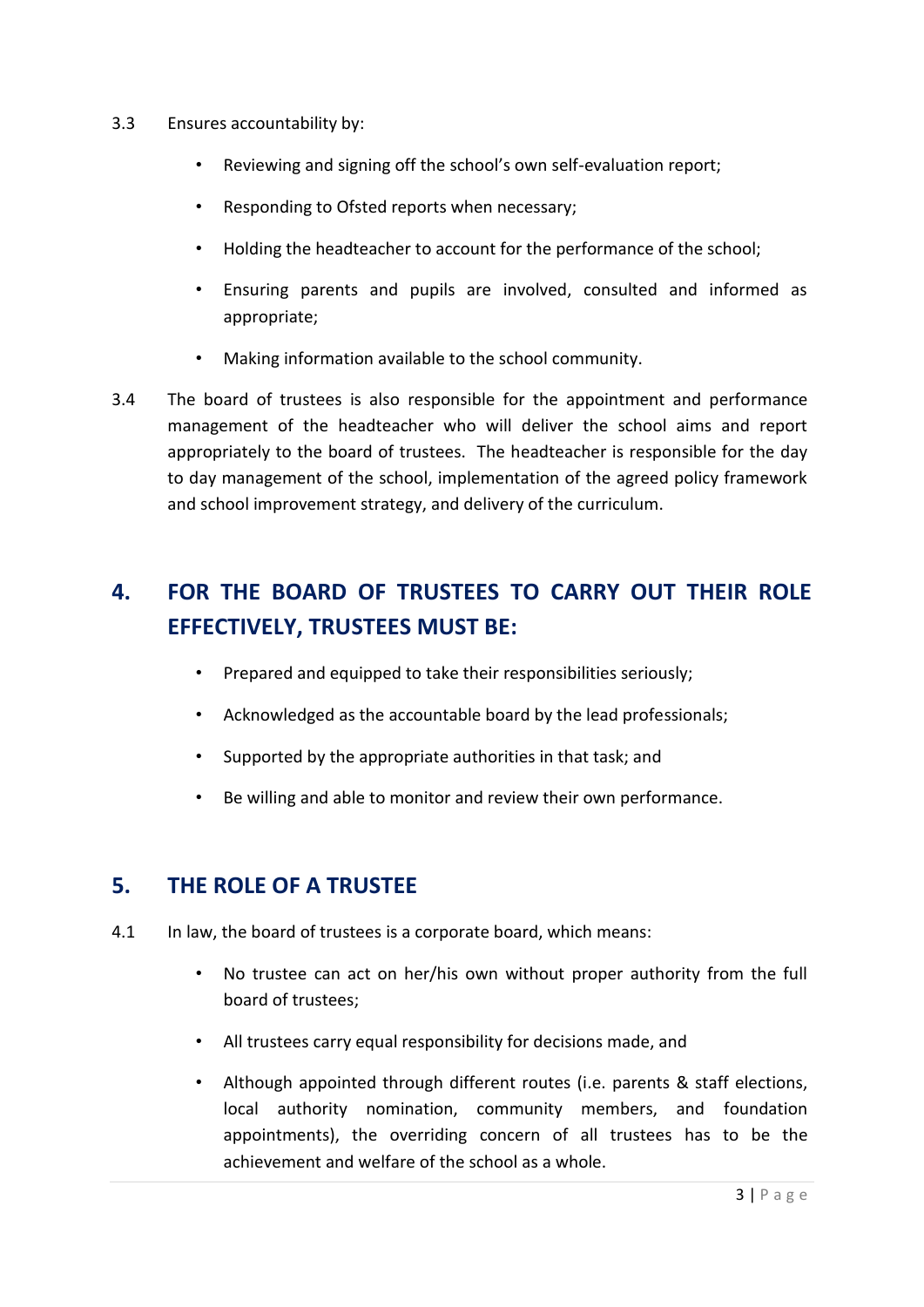3.3 Ensures accountability by:

- Reviewing and signing off the school's own self-evaluation report;
- Responding to Ofsted reports when necessary;
- Holding the headteacher to account for the performance of the school;
- Ensuring parents and pupils are involved, consulted and informed as appropriate;
- Making information available to the school community.

3.4 The board of trustees is also responsible for the appointment and performance management of the headteacher who will deliver the school aims and report appropriately to the board of trustees. The headteacher is responsible for the day to day management of the school, implementation of the agreed policy framework and school improvement strategy, and delivery of the curriculum.

## 4. FOR THE BOARD OF TRUSTEES TO CARRY OUT THEIR ROLE EFFECTIVELY, TRUSTEES MUST BE:

- Prepared and equipped to take their responsibilities seriously;
- Acknowledged as the accountable board by the lead professionals;
- Supported by the appropriate authorities in that task; and
- Be willing and able to monitor and review their own performance.

## 5. THE ROLE OF A TRUSTEE

4.1 In law, the board of trustees is a corporate board, which means:

- No trustee can act on her/his own without proper authority from the full board of trustees;
- All trustees carry equal responsibility for decisions made, and
- Although appointed through different routes (i.e. parents & staff elections, local authority nomination, community members, and foundation appointments), the overriding concern of all trustees has to be the achievement and welfare of the school as a whole.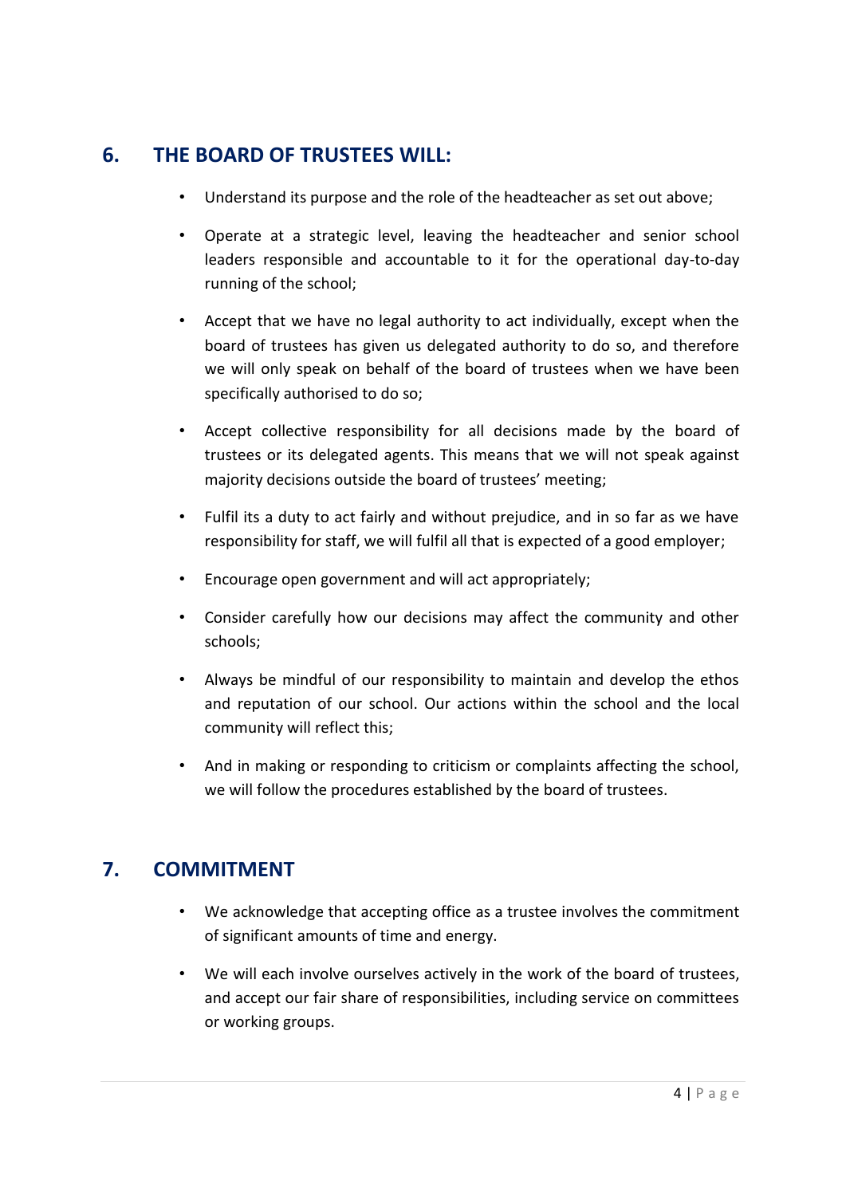## 6. THE BOARD OF TRUSTEES WILL:

- Understand its purpose and the role of the headteacher as set out above;
- Operate at a strategic level, leaving the headteacher and senior school leaders responsible and accountable to it for the operational day-to-day running of the school;
- Accept that we have no legal authority to act individually, except when the board of trustees has given us delegated authority to do so, and therefore we will only speak on behalf of the board of trustees when we have been specifically authorised to do so;
- Accept collective responsibility for all decisions made by the board of trustees or its delegated agents. This means that we will not speak against majority decisions outside the board of trustees' meeting;
- Fulfil its a duty to act fairly and without prejudice, and in so far as we have responsibility for staff, we will fulfil all that is expected of a good employer;
- Encourage open government and will act appropriately;
- Consider carefully how our decisions may affect the community and other schools;
- Always be mindful of our responsibility to maintain and develop the ethos and reputation of our school. Our actions within the school and the local community will reflect this;
- And in making or responding to criticism or complaints affecting the school, we will follow the procedures established by the board of trustees.

## 7. COMMITMENT

- We acknowledge that accepting office as a trustee involves the commitment of significant amounts of time and energy.
- We will each involve ourselves actively in the work of the board of trustees, and accept our fair share of responsibilities, including service on committees or working groups.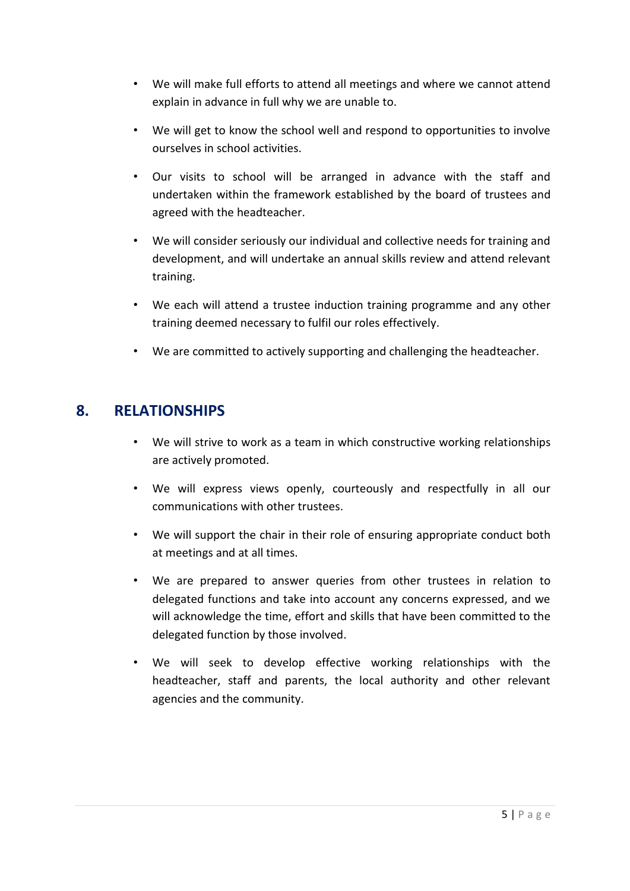- We will make full efforts to attend all meetings and where we cannot attend explain in advance in full why we are unable to.
- We will get to know the school well and respond to opportunities to involve ourselves in school activities.
- Our visits to school will be arranged in advance with the staff and undertaken within the framework established by the board of trustees and agreed with the headteacher.
- We will consider seriously our individual and collective needs for training and development, and will undertake an annual skills review and attend relevant training.
- We each will attend a trustee induction training programme and any other training deemed necessary to fulfil our roles effectively.
- We are committed to actively supporting and challenging the headteacher.

## 8. RELATIONSHIPS

- We will strive to work as a team in which constructive working relationships are actively promoted.
- We will express views openly, courteously and respectfully in all our communications with other trustees.
- We will support the chair in their role of ensuring appropriate conduct both at meetings and at all times.
- We are prepared to answer queries from other trustees in relation to delegated functions and take into account any concerns expressed, and we will acknowledge the time, effort and skills that have been committed to the delegated function by those involved.
- We will seek to develop effective working relationships with the headteacher, staff and parents, the local authority and other relevant agencies and the community.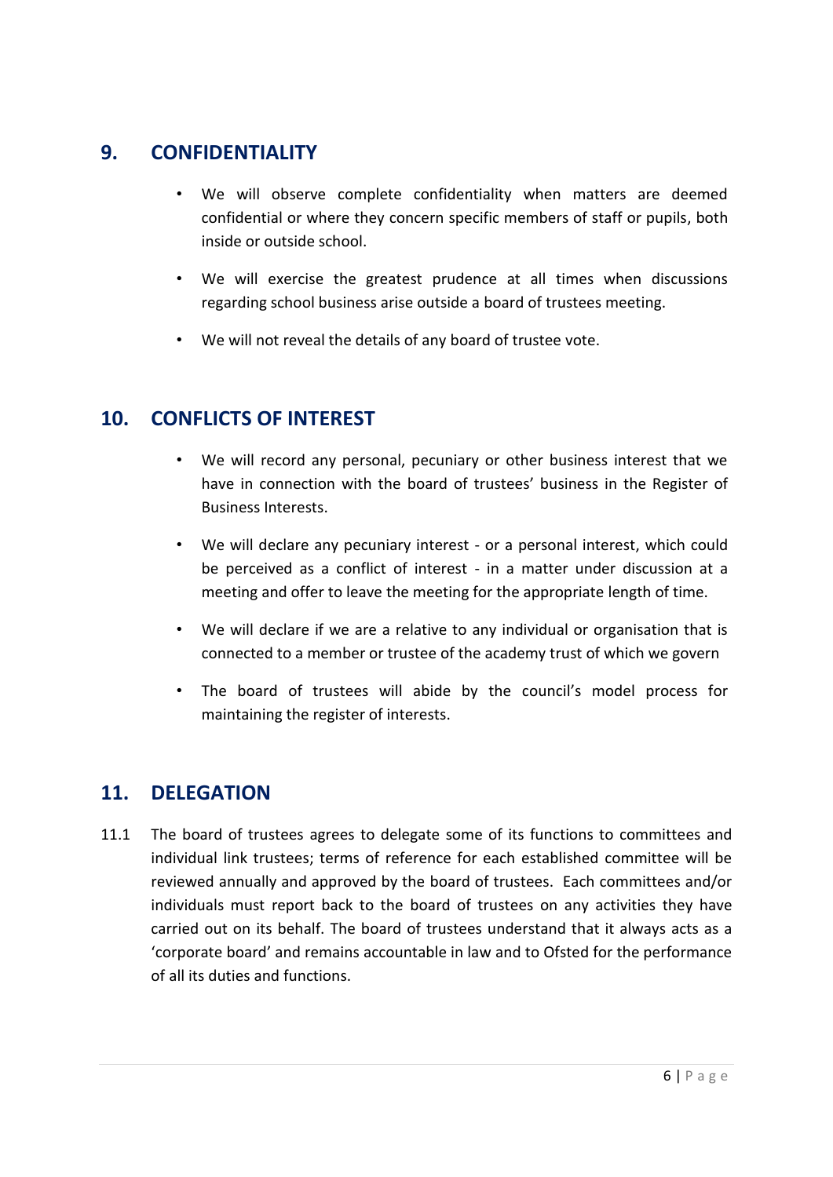## 9. CONFIDENTIALITY

- We will observe complete confidentiality when matters are deemed confidential or where they concern specific members of staff or pupils, both inside or outside school.
- We will exercise the greatest prudence at all times when discussions regarding school business arise outside a board of trustees meeting.
- We will not reveal the details of any board of trustee vote.

## 10. CONFLICTS OF INTEREST

- We will record any personal, pecuniary or other business interest that we have in connection with the board of trustees' business in the Register of Business Interests.
- We will declare any pecuniary interest - or a personal interest, which could be perceived as a conflict of interest - in a matter under discussion at a meeting and offer to leave the meeting for the appropriate length of time.
- We will declare if we are a relative to any individual or organisation that is connected to a member or trustee of the academy trust of which we govern
- The board of trustees will abide by the council's model process for maintaining the register of interests.

## 11. DELEGATION

11.1 The board of trustees agrees to delegate some of its functions to committees and individual link trustees; terms of reference for each established committee will be reviewed annually and approved by the board of trustees. Each committees and/or individuals must report back to the board of trustees on any activities they have carried out on its behalf. The board of trustees understand that it always acts as a 'corporate board' and remains accountable in law and to Ofsted for the performance of all its duties and functions.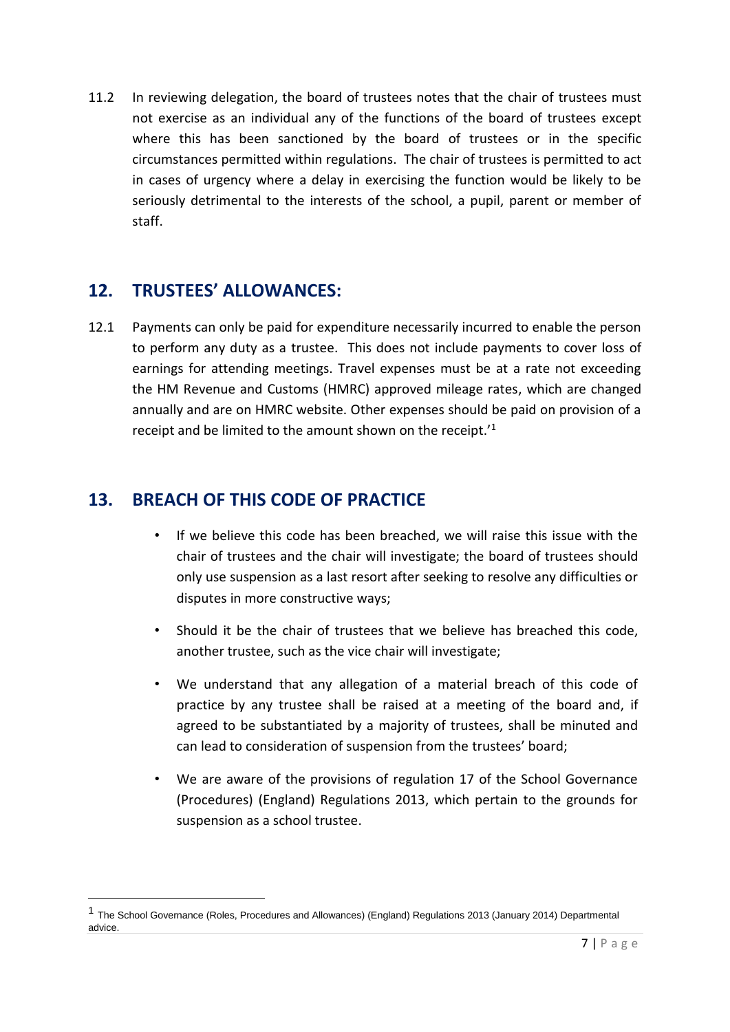11.2 In reviewing delegation, the board of trustees notes that the chair of trustees must not exercise as an individual any of the functions of the board of trustees except where this has been sanctioned by the board of trustees or in the specific circumstances permitted within regulations. The chair of trustees is permitted to act in cases of urgency where a delay in exercising the function would be likely to be seriously detrimental to the interests of the school, a pupil, parent or member of staff.

## 12. TRUSTEES' ALLOWANCES:

12.1 Payments can only be paid for expenditure necessarily incurred to enable the person to perform any duty as a trustee. This does not include payments to cover loss of earnings for attending meetings. Travel expenses must be at a rate not exceeding the HM Revenue and Customs (HMRC) approved mileage rates, which are changed annually and are on HMRC website. Other expenses should be paid on provision of a receipt and be limited to the amount shown on the receipt.'[1]

## 13. BREACH OF THIS CODE OF PRACTICE

- If we believe this code has been breached, we will raise this issue with the chair of trustees and the chair will investigate; the board of trustees should only use suspension as a last resort after seeking to resolve any difficulties or disputes in more constructive ways;
- Should it be the chair of trustees that we believe has breached this code, another trustee, such as the vice chair will investigate;
- We understand that any allegation of a material breach of this code of practice by any trustee shall be raised at a meeting of the board and, if agreed to be substantiated by a majority of trustees, shall be minuted and can lead to consideration of suspension from the trustees' board;
- We are aware of the provisions of regulation 17 of the School Governance (Procedures) (England) Regulations 2013, which pertain to the grounds for suspension as a school trustee.

---

[1] The School Governance (Roles, Procedures and Allowances) (England) Regulations 2013 (January 2014) Departmental advice.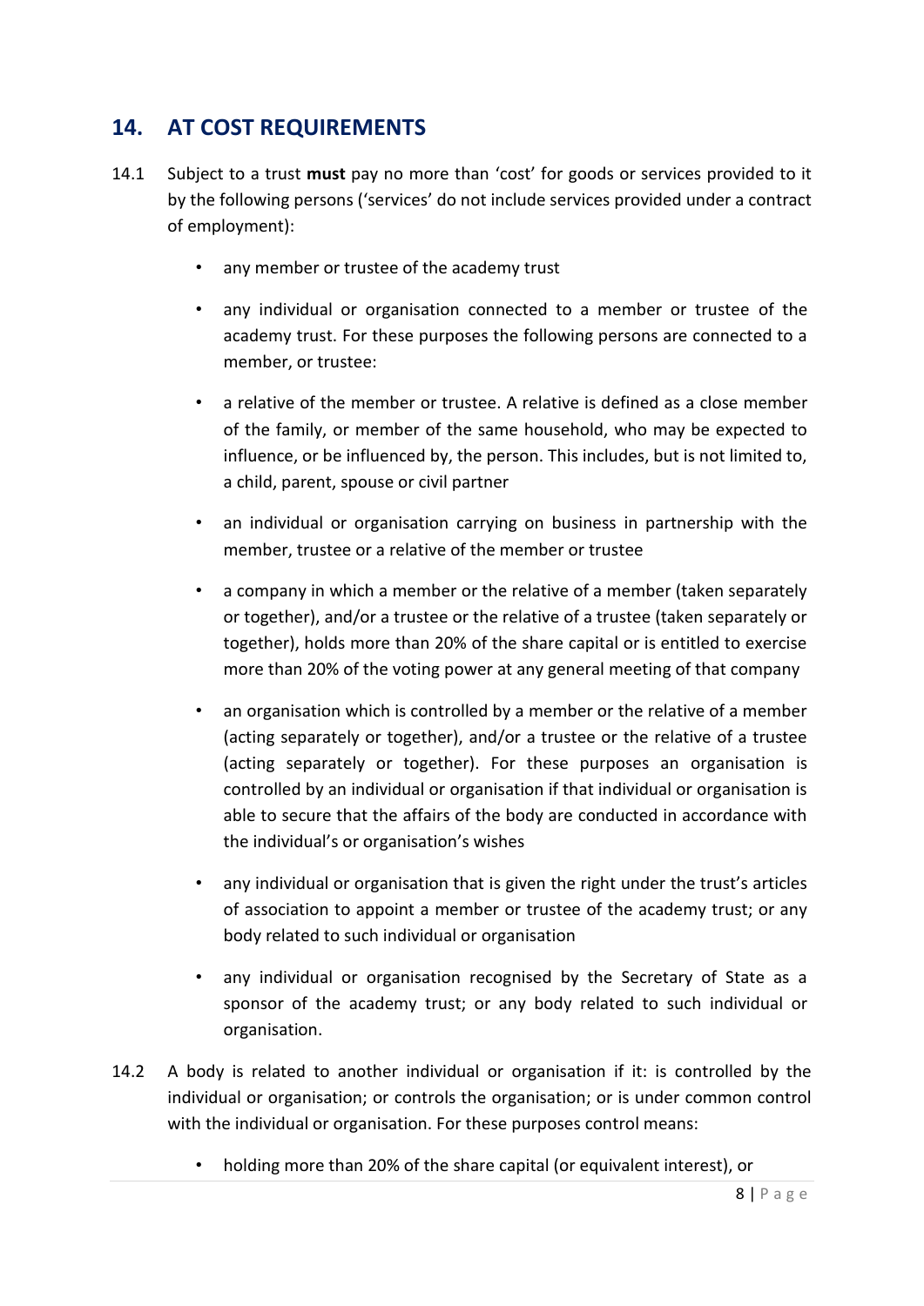## 14. AT COST REQUIREMENTS

14.1 Subject to a trust **must** pay no more than 'cost' for goods or services provided to it by the following persons ('services' do not include services provided under a contract of employment):

- any member or trustee of the academy trust
- any individual or organisation connected to a member or trustee of the academy trust. For these purposes the following persons are connected to a member, or trustee:
- a relative of the member or trustee. A relative is defined as a close member of the family, or member of the same household, who may be expected to influence, or be influenced by, the person. This includes, but is not limited to, a child, parent, spouse or civil partner
- an individual or organisation carrying on business in partnership with the member, trustee or a relative of the member or trustee
- a company in which a member or the relative of a member (taken separately or together), and/or a trustee or the relative of a trustee (taken separately or together), holds more than 20% of the share capital or is entitled to exercise more than 20% of the voting power at any general meeting of that company
- an organisation which is controlled by a member or the relative of a member (acting separately or together), and/or a trustee or the relative of a trustee (acting separately or together). For these purposes an organisation is controlled by an individual or organisation if that individual or organisation is able to secure that the affairs of the body are conducted in accordance with the individual's or organisation's wishes
- any individual or organisation that is given the right under the trust's articles of association to appoint a member or trustee of the academy trust; or any body related to such individual or organisation
- any individual or organisation recognised by the Secretary of State as a sponsor of the academy trust; or any body related to such individual or organisation.

14.2 A body is related to another individual or organisation if it: is controlled by the individual or organisation; or controls the organisation; or is under common control with the individual or organisation. For these purposes control means:

- holding more than 20% of the share capital (or equivalent interest), or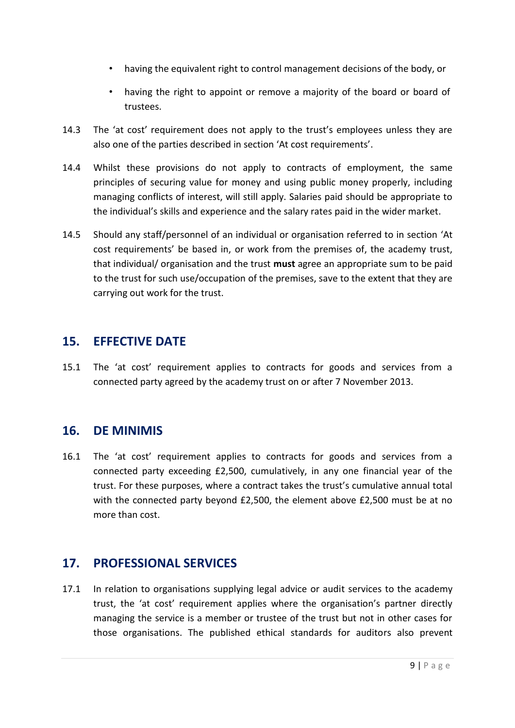- having the equivalent right to control management decisions of the body, or
- having the right to appoint or remove a majority of the board or board of trustees.

14.3 The 'at cost' requirement does not apply to the trust's employees unless they are also one of the parties described in section 'At cost requirements'.

14.4 Whilst these provisions do not apply to contracts of employment, the same principles of securing value for money and using public money properly, including managing conflicts of interest, will still apply. Salaries paid should be appropriate to the individual's skills and experience and the salary rates paid in the wider market.

14.5 Should any staff/personnel of an individual or organisation referred to in section 'At cost requirements' be based in, or work from the premises of, the academy trust, that individual/ organisation and the trust **must** agree an appropriate sum to be paid to the trust for such use/occupation of the premises, save to the extent that they are carrying out work for the trust.

## 15. EFFECTIVE DATE

15.1 The 'at cost' requirement applies to contracts for goods and services from a connected party agreed by the academy trust on or after 7 November 2013.

## 16. DE MINIMIS

16.1 The 'at cost' requirement applies to contracts for goods and services from a connected party exceeding £2,500, cumulatively, in any one financial year of the trust. For these purposes, where a contract takes the trust's cumulative annual total with the connected party beyond £2,500, the element above £2,500 must be at no more than cost.

## 17. PROFESSIONAL SERVICES

17.1 In relation to organisations supplying legal advice or audit services to the academy trust, the 'at cost' requirement applies where the organisation's partner directly managing the service is a member or trustee of the trust but not in other cases for those organisations. The published ethical standards for auditors also prevent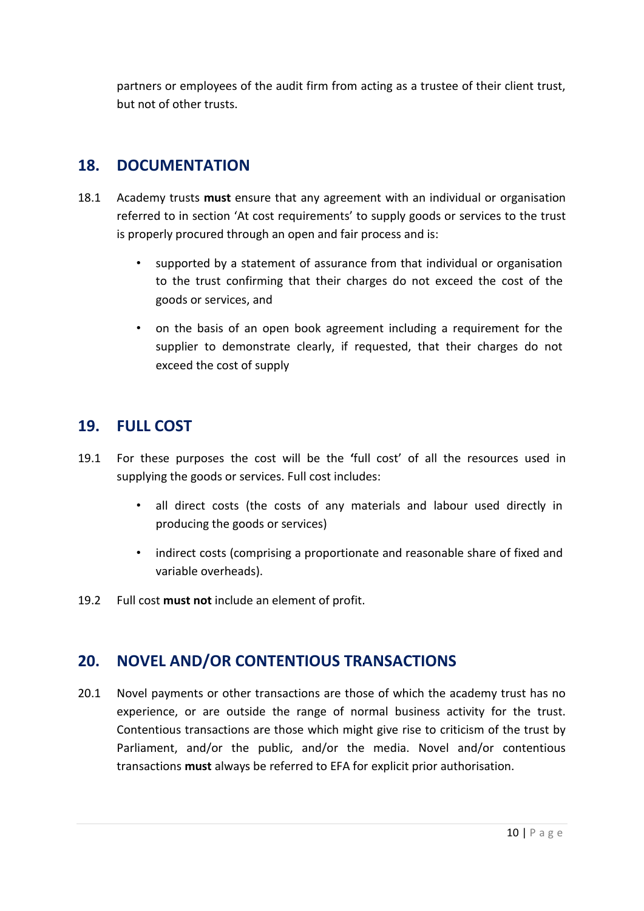partners or employees of the audit firm from acting as a trustee of their client trust, but not of other trusts.

## 18. DOCUMENTATION

18.1 Academy trusts **must** ensure that any agreement with an individual or organisation referred to in section 'At cost requirements' to supply goods or services to the trust is properly procured through an open and fair process and is:

- supported by a statement of assurance from that individual or organisation to the trust confirming that their charges do not exceed the cost of the goods or services, and
- on the basis of an open book agreement including a requirement for the supplier to demonstrate clearly, if requested, that their charges do not exceed the cost of supply

## 19. FULL COST

19.1 For these purposes the cost will be the **'**full cost' of all the resources used in supplying the goods or services. Full cost includes:

- all direct costs (the costs of any materials and labour used directly in producing the goods or services)
- indirect costs (comprising a proportionate and reasonable share of fixed and variable overheads).

19.2 Full cost **must not** include an element of profit.

## 20. NOVEL AND/OR CONTENTIOUS TRANSACTIONS

20.1 Novel payments or other transactions are those of which the academy trust has no experience, or are outside the range of normal business activity for the trust. Contentious transactions are those which might give rise to criticism of the trust by Parliament, and/or the public, and/or the media. Novel and/or contentious transactions **must** always be referred to EFA for explicit prior authorisation.